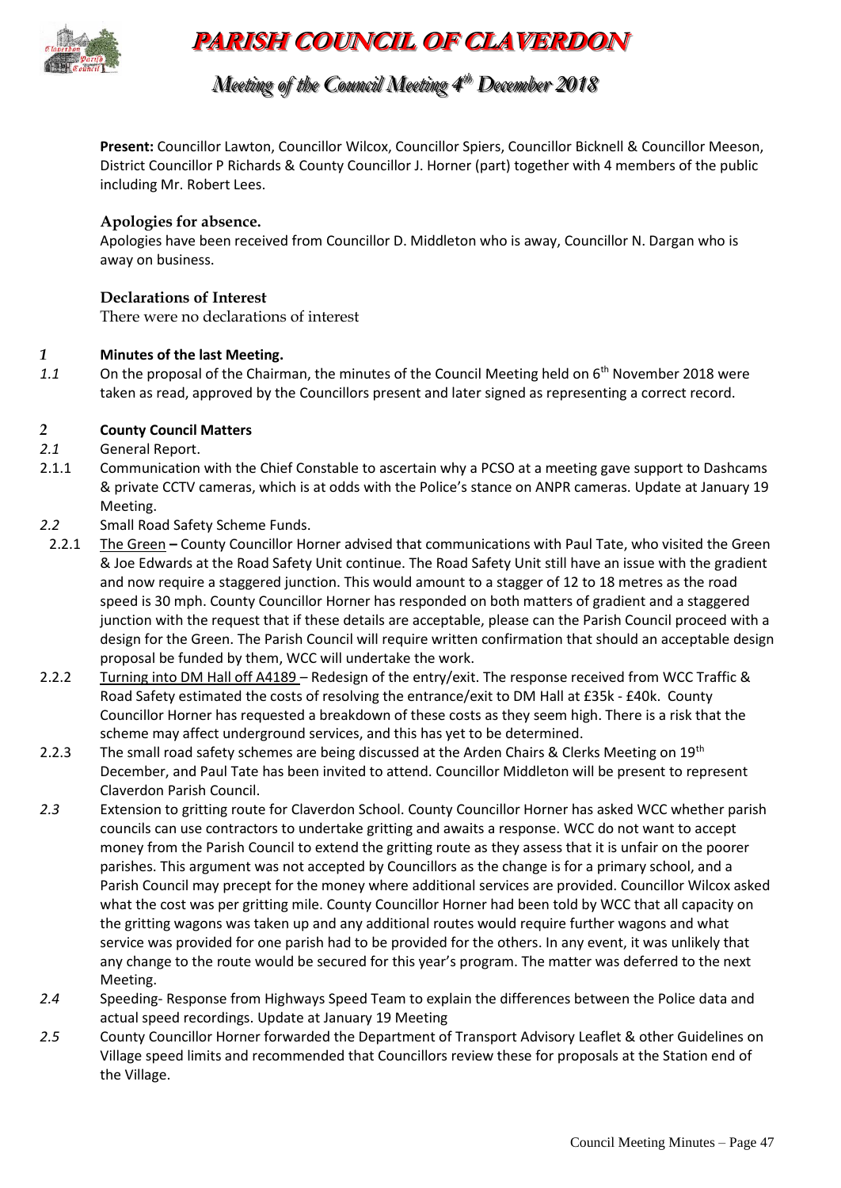# PARISH COUNCIL OF CLAVERDON

## Meeting of the Council Meeting 4th December 2018

**Present:** Councillor Lawton, Councillor Wilcox, Councillor Spiers, Councillor Bicknell & Councillor Meeson, District Councillor P Richards & County Councillor J. Horner (part) together with 4 members of the public including Mr. Robert Lees.

### Apologies for absence.

Apologies have been received from Councillor D. Middleton who is away, Councillor N. Dargan who is away on business.

### Declarations of Interest

There were no declarations of interest

*1* **Minutes of the last Meeting.**

*1.1* On the proposal of the Chairman, the minutes of the Council Meeting held on 6th November 2018 were taken as read, approved by the Councillors present and later signed as representing a correct record.

*2* **County Council Matters**

*2.1* General Report.

2.1.1 Communication with the Chief Constable to ascertain why a PCSO at a meeting gave support to Dashcams & private CCTV cameras, which is at odds with the Police's stance on ANPR cameras. Update at January 19 Meeting.

*2.2* Small Road Safety Scheme Funds.

2.2.1 The Green **–** County Councillor Horner advised that communications with Paul Tate, who visited the Green & Joe Edwards at the Road Safety Unit continue. The Road Safety Unit still have an issue with the gradient and now require a staggered junction. This would amount to a stagger of 12 to 18 metres as the road speed is 30 mph. County Councillor Horner has responded on both matters of gradient and a staggered junction with the request that if these details are acceptable, please can the Parish Council proceed with a design for the Green. The Parish Council will require written confirmation that should an acceptable design proposal be funded by them, WCC will undertake the work.

2.2.2 Turning into DM Hall off A4189 – Redesign of the entry/exit. The response received from WCC Traffic & Road Safety estimated the costs of resolving the entrance/exit to DM Hall at £35k - £40k. County Councillor Horner has requested a breakdown of these costs as they seem high. There is a risk that the scheme may affect underground services, and this has yet to be determined.

2.2.3 The small road safety schemes are being discussed at the Arden Chairs & Clerks Meeting on 19th December, and Paul Tate has been invited to attend. Councillor Middleton will be present to represent Claverdon Parish Council.

*2.3* Extension to gritting route for Claverdon School. County Councillor Horner has asked WCC whether parish councils can use contractors to undertake gritting and awaits a response. WCC do not want to accept money from the Parish Council to extend the gritting route as they assess that it is unfair on the poorer parishes. This argument was not accepted by Councillors as the change is for a primary school, and a Parish Council may precept for the money where additional services are provided. Councillor Wilcox asked what the cost was per gritting mile. County Councillor Horner had been told by WCC that all capacity on the gritting wagons was taken up and any additional routes would require further wagons and what service was provided for one parish had to be provided for the others. In any event, it was unlikely that any change to the route would be secured for this year's program. The matter was deferred to the next Meeting.

*2.4* Speeding- Response from Highways Speed Team to explain the differences between the Police data and actual speed recordings. Update at January 19 Meeting

*2.5* County Councillor Horner forwarded the Department of Transport Advisory Leaflet & other Guidelines on Village speed limits and recommended that Councillors review these for proposals at the Station end of the Village.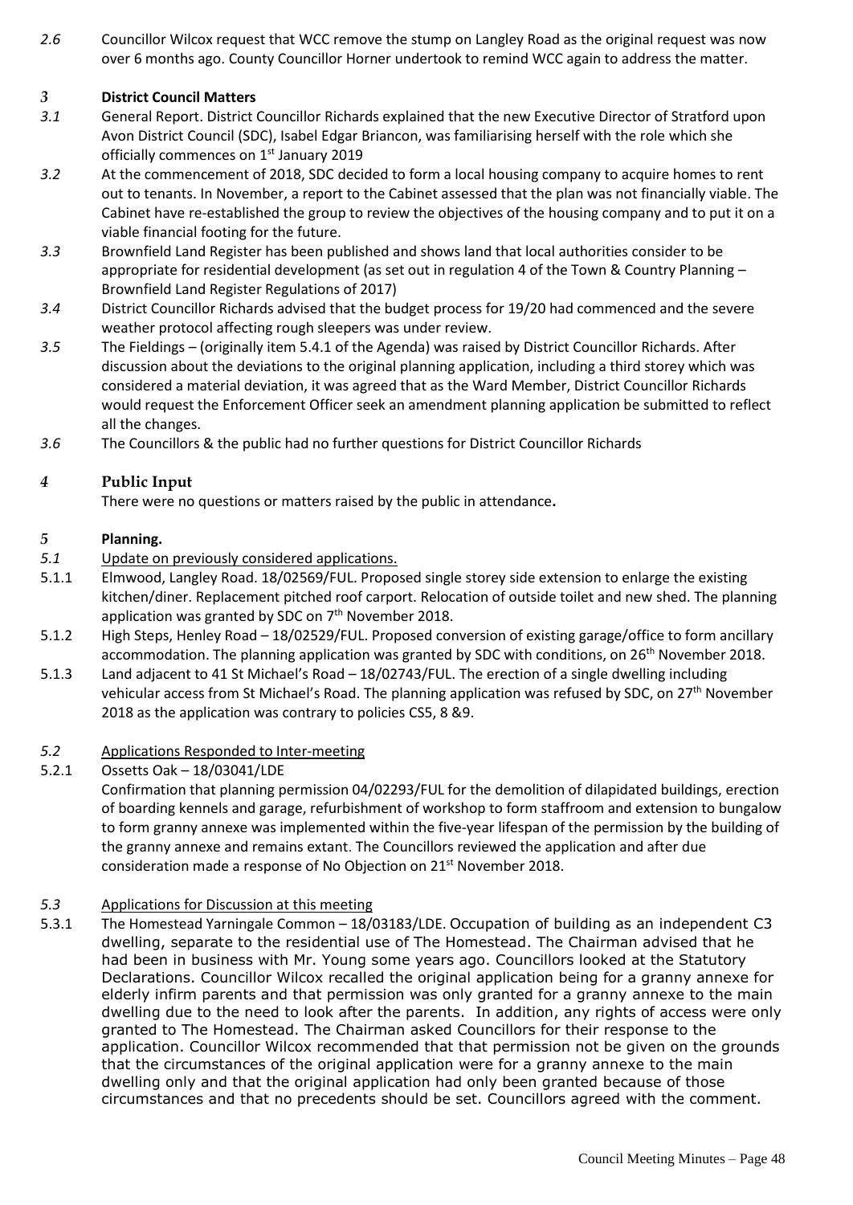*2.6* Councillor Wilcox request that WCC remove the stump on Langley Road as the original request was now over 6 months ago. County Councillor Horner undertook to remind WCC again to address the matter.

## *3* District Council Matters

*3.1* General Report. District Councillor Richards explained that the new Executive Director of Stratford upon Avon District Council (SDC), Isabel Edgar Briancon, was familiarising herself with the role which she officially commences on 1st January 2019

*3.2* At the commencement of 2018, SDC decided to form a local housing company to acquire homes to rent out to tenants. In November, a report to the Cabinet assessed that the plan was not financially viable. The Cabinet have re-established the group to review the objectives of the housing company and to put it on a viable financial footing for the future.

*3.3* Brownfield Land Register has been published and shows land that local authorities consider to be appropriate for residential development (as set out in regulation 4 of the Town & Country Planning – Brownfield Land Register Regulations of 2017)

*3.4* District Councillor Richards advised that the budget process for 19/20 had commenced and the severe weather protocol affecting rough sleepers was under review.

*3.5* The Fieldings – (originally item 5.4.1 of the Agenda) was raised by District Councillor Richards. After discussion about the deviations to the original planning application, including a third storey which was considered a material deviation, it was agreed that as the Ward Member, District Councillor Richards would request the Enforcement Officer seek an amendment planning application be submitted to reflect all the changes.

*3.6* The Councillors & the public had no further questions for District Councillor Richards

## *4* Public Input

There were no questions or matters raised by the public in attendance**.**

## *5* Planning.

*5.1* Update on previously considered applications.

5.1.1 Elmwood, Langley Road. 18/02569/FUL. Proposed single storey side extension to enlarge the existing kitchen/diner. Replacement pitched roof carport. Relocation of outside toilet and new shed. The planning application was granted by SDC on 7th November 2018.

5.1.2 High Steps, Henley Road – 18/02529/FUL. Proposed conversion of existing garage/office to form ancillary accommodation. The planning application was granted by SDC with conditions, on 26th November 2018.

5.1.3 Land adjacent to 41 St Michael's Road – 18/02743/FUL. The erection of a single dwelling including vehicular access from St Michael's Road. The planning application was refused by SDC, on 27th November 2018 as the application was contrary to policies CS5, 8 &9.

*5.2* Applications Responded to Inter-meeting

5.2.1 Ossetts Oak – 18/03041/LDE

Confirmation that planning permission 04/02293/FUL for the demolition of dilapidated buildings, erection of boarding kennels and garage, refurbishment of workshop to form staffroom and extension to bungalow to form granny annexe was implemented within the five-year lifespan of the permission by the building of the granny annexe and remains extant. The Councillors reviewed the application and after due consideration made a response of No Objection on 21st November 2018.

*5.3* Applications for Discussion at this meeting

5.3.1 The Homestead Yarningale Common – 18/03183/LDE. Occupation of building as an independent C3 dwelling, separate to the residential use of The Homestead. The Chairman advised that he had been in business with Mr. Young some years ago. Councillors looked at the Statutory Declarations. Councillor Wilcox recalled the original application being for a granny annexe for elderly infirm parents and that permission was only granted for a granny annexe to the main dwelling due to the need to look after the parents. In addition, any rights of access were only granted to The Homestead. The Chairman asked Councillors for their response to the application. Councillor Wilcox recommended that that permission not be given on the grounds that the circumstances of the original application were for a granny annexe to the main dwelling only and that the original application had only been granted because of those circumstances and that no precedents should be set. Councillors agreed with the comment.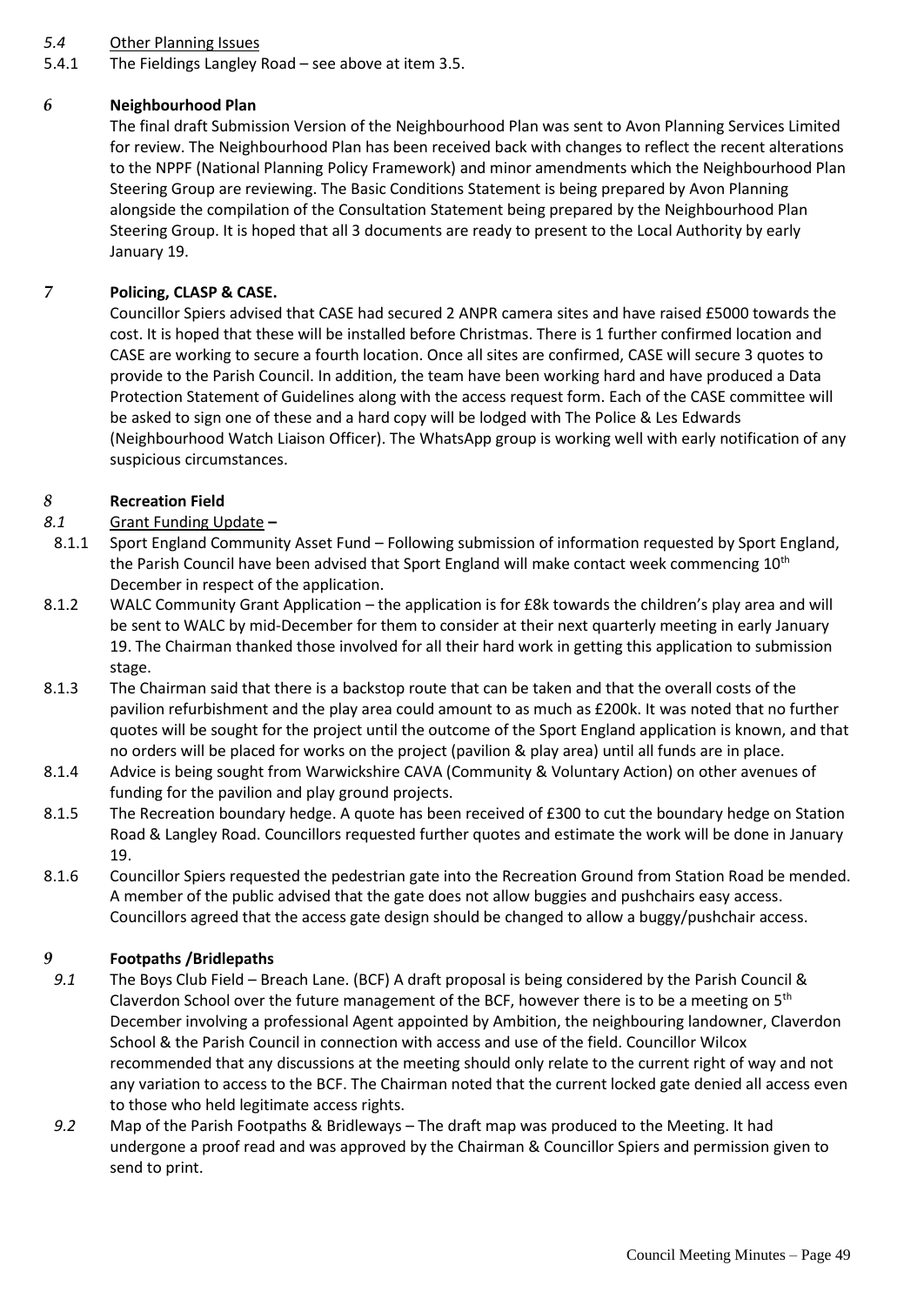*5.4* Other Planning Issues

5.4.1 The Fieldings Langley Road – see above at item 3.5.

## *6* Neighbourhood Plan

The final draft Submission Version of the Neighbourhood Plan was sent to Avon Planning Services Limited for review. The Neighbourhood Plan has been received back with changes to reflect the recent alterations to the NPPF (National Planning Policy Framework) and minor amendments which the Neighbourhood Plan Steering Group are reviewing. The Basic Conditions Statement is being prepared by Avon Planning alongside the compilation of the Consultation Statement being prepared by the Neighbourhood Plan Steering Group. It is hoped that all 3 documents are ready to present to the Local Authority by early January 19.

## *7* Policing, CLASP & CASE.

Councillor Spiers advised that CASE had secured 2 ANPR camera sites and have raised £5000 towards the cost. It is hoped that these will be installed before Christmas. There is 1 further confirmed location and CASE are working to secure a fourth location. Once all sites are confirmed, CASE will secure 3 quotes to provide to the Parish Council. In addition, the team have been working hard and have produced a Data Protection Statement of Guidelines along with the access request form. Each of the CASE committee will be asked to sign one of these and a hard copy will be lodged with The Police & Les Edwards (Neighbourhood Watch Liaison Officer). The WhatsApp group is working well with early notification of any suspicious circumstances.

## *8* Recreation Field

*8.1* Grant Funding Update **–**

8.1.1 Sport England Community Asset Fund – Following submission of information requested by Sport England, the Parish Council have been advised that Sport England will make contact week commencing 10th December in respect of the application.

8.1.2 WALC Community Grant Application – the application is for £8k towards the children's play area and will be sent to WALC by mid-December for them to consider at their next quarterly meeting in early January 19. The Chairman thanked those involved for all their hard work in getting this application to submission stage.

8.1.3 The Chairman said that there is a backstop route that can be taken and that the overall costs of the pavilion refurbishment and the play area could amount to as much as £200k. It was noted that no further quotes will be sought for the project until the outcome of the Sport England application is known, and that no orders will be placed for works on the project (pavilion & play area) until all funds are in place.

8.1.4 Advice is being sought from Warwickshire CAVA (Community & Voluntary Action) on other avenues of funding for the pavilion and play ground projects.

8.1.5 The Recreation boundary hedge. A quote has been received of £300 to cut the boundary hedge on Station Road & Langley Road. Councillors requested further quotes and estimate the work will be done in January 19.

8.1.6 Councillor Spiers requested the pedestrian gate into the Recreation Ground from Station Road be mended. A member of the public advised that the gate does not allow buggies and pushchairs easy access. Councillors agreed that the access gate design should be changed to allow a buggy/pushchair access.

## *9* Footpaths /Bridlepaths

*9.1* The Boys Club Field – Breach Lane. (BCF) A draft proposal is being considered by the Parish Council & Claverdon School over the future management of the BCF, however there is to be a meeting on 5th December involving a professional Agent appointed by Ambition, the neighbouring landowner, Claverdon School & the Parish Council in connection with access and use of the field. Councillor Wilcox recommended that any discussions at the meeting should only relate to the current right of way and not any variation to access to the BCF. The Chairman noted that the current locked gate denied all access even to those who held legitimate access rights.

*9.2* Map of the Parish Footpaths & Bridleways – The draft map was produced to the Meeting. It had undergone a proof read and was approved by the Chairman & Councillor Spiers and permission given to send to print.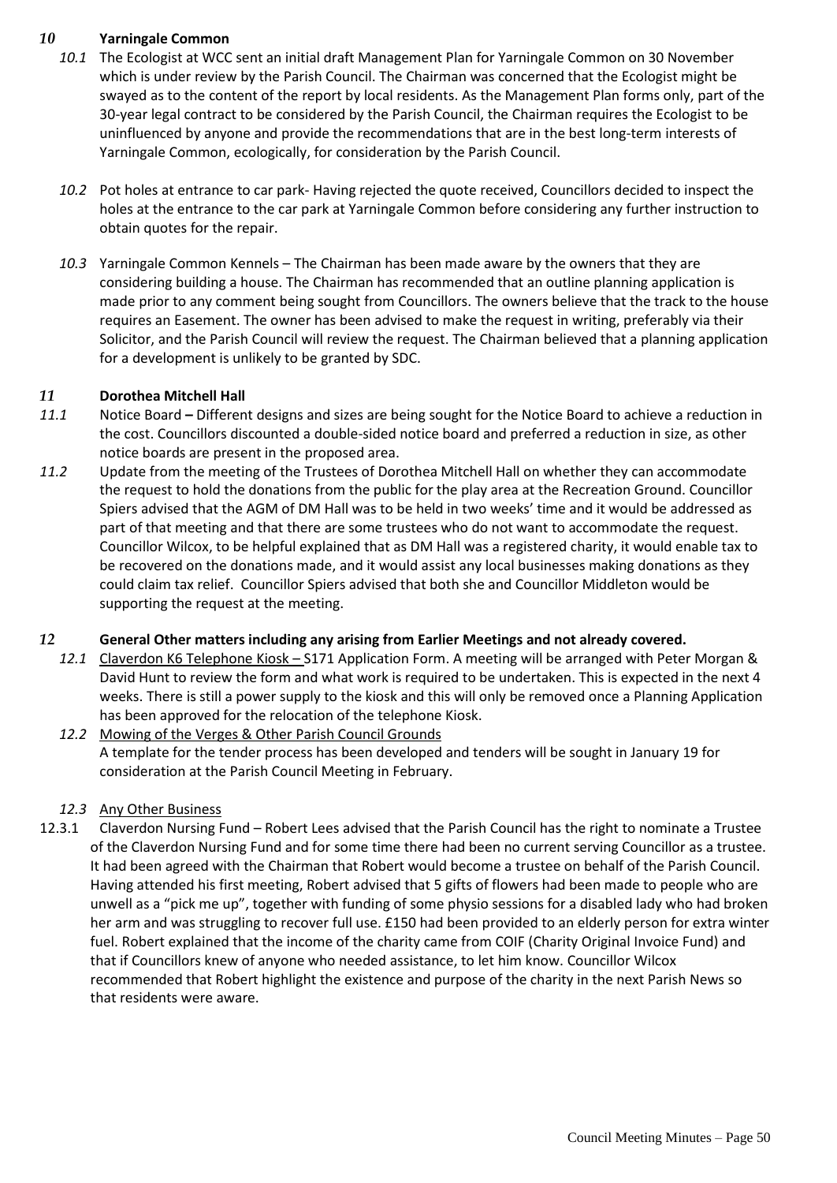## 10 Yarningale Common

*10.1* The Ecologist at WCC sent an initial draft Management Plan for Yarningale Common on 30 November which is under review by the Parish Council. The Chairman was concerned that the Ecologist might be swayed as to the content of the report by local residents. As the Management Plan forms only, part of the 30-year legal contract to be considered by the Parish Council, the Chairman requires the Ecologist to be uninfluenced by anyone and provide the recommendations that are in the best long-term interests of Yarningale Common, ecologically, for consideration by the Parish Council.

*10.2* Pot holes at entrance to car park- Having rejected the quote received, Councillors decided to inspect the holes at the entrance to the car park at Yarningale Common before considering any further instruction to obtain quotes for the repair.

*10.3* Yarningale Common Kennels – The Chairman has been made aware by the owners that they are considering building a house. The Chairman has recommended that an outline planning application is made prior to any comment being sought from Councillors. The owners believe that the track to the house requires an Easement. The owner has been advised to make the request in writing, preferably via their Solicitor, and the Parish Council will review the request. The Chairman believed that a planning application for a development is unlikely to be granted by SDC.

## 11 Dorothea Mitchell Hall

*11.1* Notice Board **–** Different designs and sizes are being sought for the Notice Board to achieve a reduction in the cost. Councillors discounted a double-sided notice board and preferred a reduction in size, as other notice boards are present in the proposed area.

*11.2* Update from the meeting of the Trustees of Dorothea Mitchell Hall on whether they can accommodate the request to hold the donations from the public for the play area at the Recreation Ground. Councillor Spiers advised that the AGM of DM Hall was to be held in two weeks' time and it would be addressed as part of that meeting and that there are some trustees who do not want to accommodate the request. Councillor Wilcox, to be helpful explained that as DM Hall was a registered charity, it would enable tax to be recovered on the donations made, and it would assist any local businesses making donations as they could claim tax relief. Councillor Spiers advised that both she and Councillor Middleton would be supporting the request at the meeting.

## 12 General Other matters including any arising from Earlier Meetings and not already covered.

*12.1* Claverdon K6 Telephone Kiosk – S171 Application Form. A meeting will be arranged with Peter Morgan & David Hunt to review the form and what work is required to be undertaken. This is expected in the next 4 weeks. There is still a power supply to the kiosk and this will only be removed once a Planning Application has been approved for the relocation of the telephone Kiosk.

*12.2* Mowing of the Verges & Other Parish Council Grounds
A template for the tender process has been developed and tenders will be sought in January 19 for consideration at the Parish Council Meeting in February.

*12.3* Any Other Business

12.3.1 Claverdon Nursing Fund – Robert Lees advised that the Parish Council has the right to nominate a Trustee of the Claverdon Nursing Fund and for some time there had been no current serving Councillor as a trustee. It had been agreed with the Chairman that Robert would become a trustee on behalf of the Parish Council. Having attended his first meeting, Robert advised that 5 gifts of flowers had been made to people who are unwell as a "pick me up", together with funding of some physio sessions for a disabled lady who had broken her arm and was struggling to recover full use. £150 had been provided to an elderly person for extra winter fuel. Robert explained that the income of the charity came from COIF (Charity Original Invoice Fund) and that if Councillors knew of anyone who needed assistance, to let him know. Councillor Wilcox recommended that Robert highlight the existence and purpose of the charity in the next Parish News so that residents were aware.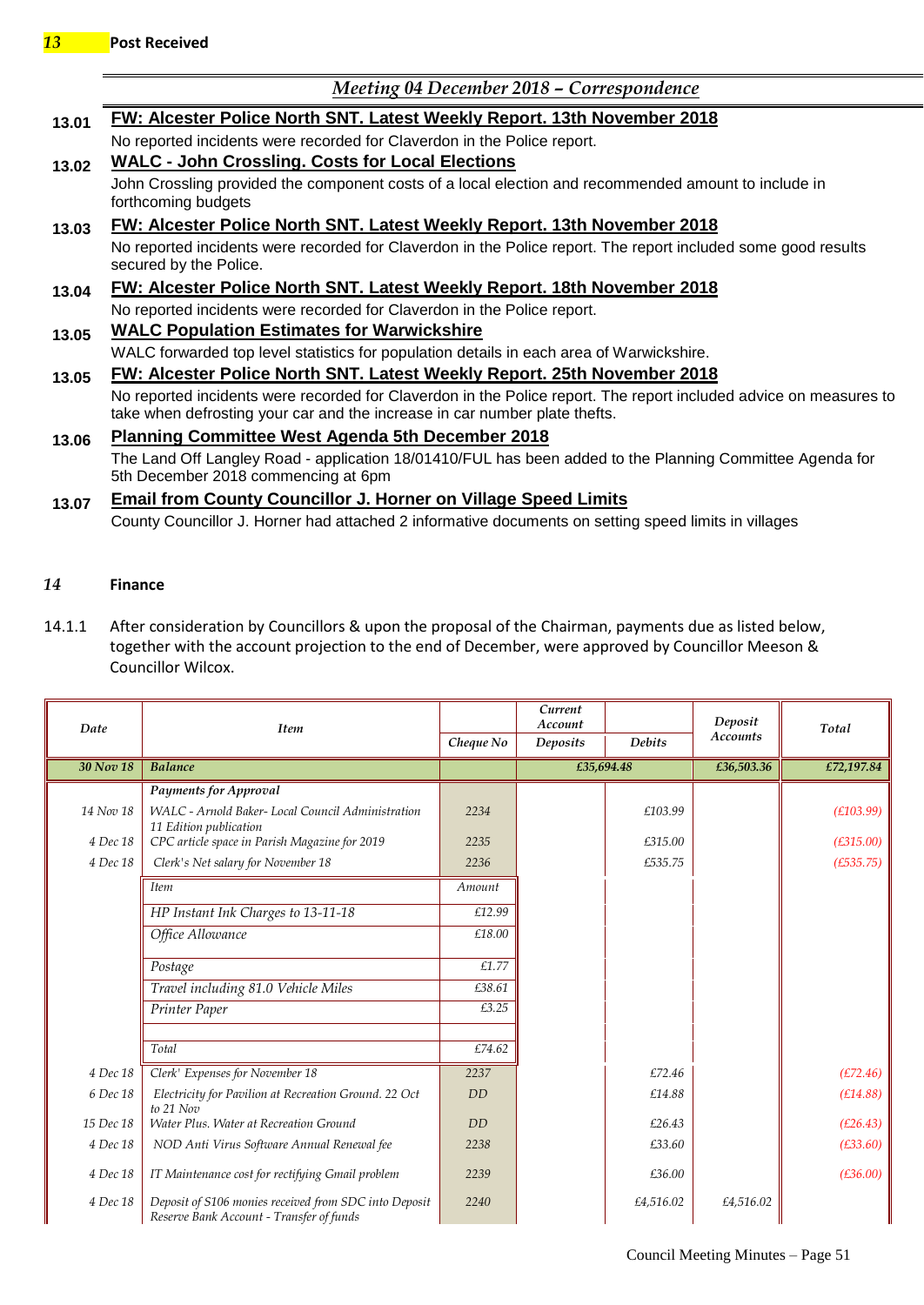## 13 Post Received

### *Meeting 04 December 2018 – Correspondence*

**13.01** **FW: Alcester Police North SNT. Latest Weekly Report. 13th November 2018**

No reported incidents were recorded for Claverdon in the Police report.

**13.02** **WALC - John Crossling. Costs for Local Elections**

John Crossling provided the component costs of a local election and recommended amount to include in forthcoming budgets

**13.03** **FW: Alcester Police North SNT. Latest Weekly Report. 13th November 2018**

No reported incidents were recorded for Claverdon in the Police report. The report included some good results secured by the Police.

**13.04** **FW: Alcester Police North SNT. Latest Weekly Report. 18th November 2018**

No reported incidents were recorded for Claverdon in the Police report.

**13.05** **WALC Population Estimates for Warwickshire**

WALC forwarded top level statistics for population details in each area of Warwickshire.

**13.05** **FW: Alcester Police North SNT. Latest Weekly Report. 25th November 2018**

No reported incidents were recorded for Claverdon in the Police report. The report included advice on measures to take when defrosting your car and the increase in car number plate thefts.

**13.06** **Planning Committee West Agenda 5th December 2018**

The Land Off Langley Road - application 18/01410/FUL has been added to the Planning Committee Agenda for 5th December 2018 commencing at 6pm

**13.07** **Email from County Councillor J. Horner on Village Speed Limits**

County Councillor J. Horner had attached 2 informative documents on setting speed limits in villages

## 14 Finance

14.1.1 After consideration by Councillors & upon the proposal of the Chairman, payments due as listed below, together with the account projection to the end of December, were approved by Councillor Meeson & Councillor Wilcox.

| Date | Item | Cheque No | Current Account Deposits | Debits | Deposit Accounts | Total |
|---|---|---|---|---|---|---|
| 30 Nov 18 | Balance | | £35,694.48 | | £36,503.36 | £72,197.84 |
| | Payments for Approval | | | | | |
| 14 Nov 18 | WALC - Arnold Baker- Local Council Administration 11 Edition publication | 2234 | | £103.99 | | (£103.99) |
| 4 Dec 18 | CPC article space in Parish Magazine for 2019 | 2235 | | £315.00 | | (£315.00) |
| 4 Dec 18 | Clerk's Net salary for November 18 | 2236 | | £535.75 | | (£535.75) |
| | Item | Amount | | | | |
| | HP Instant Ink Charges to 13-11-18 | £12.99 | | | | |
| | Office Allowance | £18.00 | | | | |
| | Postage | £1.77 | | | | |
| | Travel including 81.0 Vehicle Miles | £38.61 | | | | |
| | Printer Paper | £3.25 | | | | |
| | Total | £74.62 | | | | |
| 4 Dec 18 | Clerk' Expenses for November 18 | 2237 | | £72.46 | | (£72.46) |
| 6 Dec 18 | Electricity for Pavilion at Recreation Ground. 22 Oct to 21 Nov | DD | | £14.88 | | (£14.88) |
| 15 Dec 18 | Water Plus. Water at Recreation Ground | DD | | £26.43 | | (£26.43) |
| 4 Dec 18 | NOD Anti Virus Software Annual Renewal fee | 2238 | | £33.60 | | (£33.60) |
| 4 Dec 18 | IT Maintenance cost for rectifying Gmail problem | 2239 | | £36.00 | | (£36.00) |
| 4 Dec 18 | Deposit of S106 monies received from SDC into Deposit Reserve Bank Account - Transfer of funds | 2240 | | £4,516.02 | £4,516.02 | |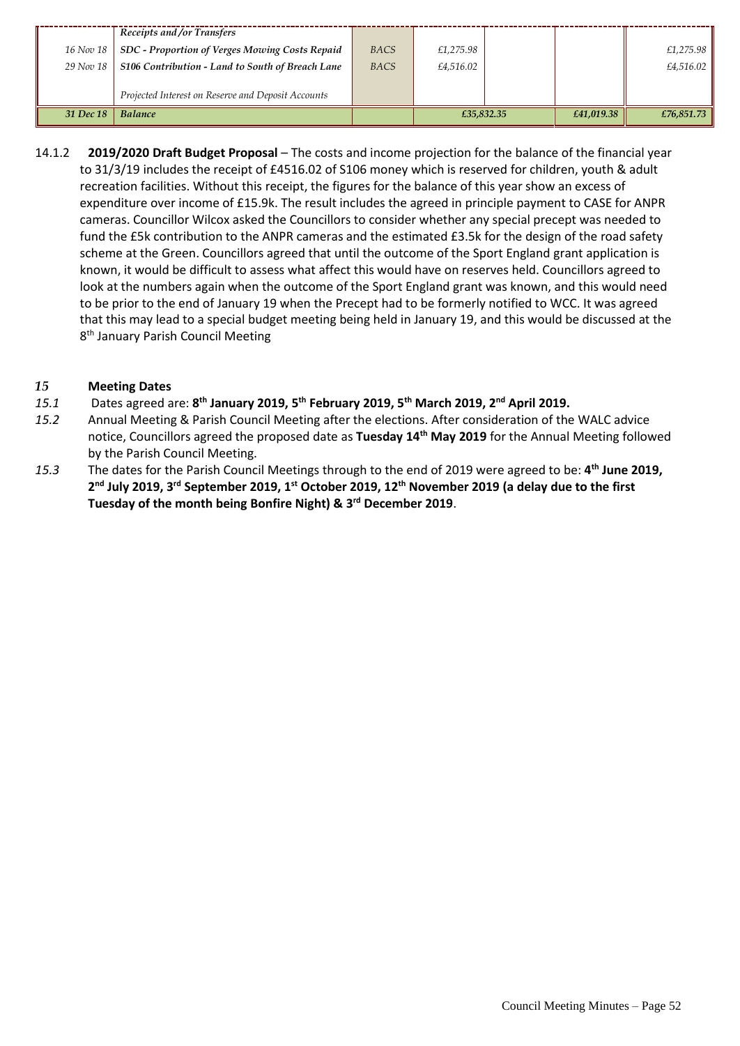| | Receipts and /or Transfers | | | | | |
|---|---|---|---|---|---|---|
| 16 Nov 18 | SDC - Proportion of Verges Mowing Costs Repaid | BACS | £1,275.98 | | | £1,275.98 |
| 29 Nov 18 | S106 Contribution - Land to South of Breach Lane | BACS | £4,516.02 | | | £4,516.02 |
| | Projected Interest on Reserve and Deposit Accounts | | | | | |
| 31 Dec 18 | Balance | | £35,832.35 | | £41,019.38 | £76,851.73 |

14.1.2 **2019/2020 Draft Budget Proposal** – The costs and income projection for the balance of the financial year to 31/3/19 includes the receipt of £4516.02 of S106 money which is reserved for children, youth & adult recreation facilities. Without this receipt, the figures for the balance of this year show an excess of expenditure over income of £15.9k. The result includes the agreed in principle payment to CASE for ANPR cameras. Councillor Wilcox asked the Councillors to consider whether any special precept was needed to fund the £5k contribution to the ANPR cameras and the estimated £3.5k for the design of the road safety scheme at the Green. Councillors agreed that until the outcome of the Sport England grant application is known, it would be difficult to assess what affect this would have on reserves held. Councillors agreed to look at the numbers again when the outcome of the Sport England grant was known, and this would need to be prior to the end of January 19 when the Precept had to be formerly notified to WCC. It was agreed that this may lead to a special budget meeting being held in January 19, and this would be discussed at the 8th January Parish Council Meeting

## *15* Meeting Dates

*15.1* Dates agreed are: **8th January 2019, 5th February 2019, 5th March 2019, 2nd April 2019.**

*15.2* Annual Meeting & Parish Council Meeting after the elections. After consideration of the WALC advice notice, Councillors agreed the proposed date as **Tuesday 14th May 2019** for the Annual Meeting followed by the Parish Council Meeting.

*15.3* The dates for the Parish Council Meetings through to the end of 2019 were agreed to be: **4th June 2019, 2nd July 2019, 3rd September 2019, 1st October 2019, 12th November 2019 (a delay due to the first Tuesday of the month being Bonfire Night) & 3rd December 2019**.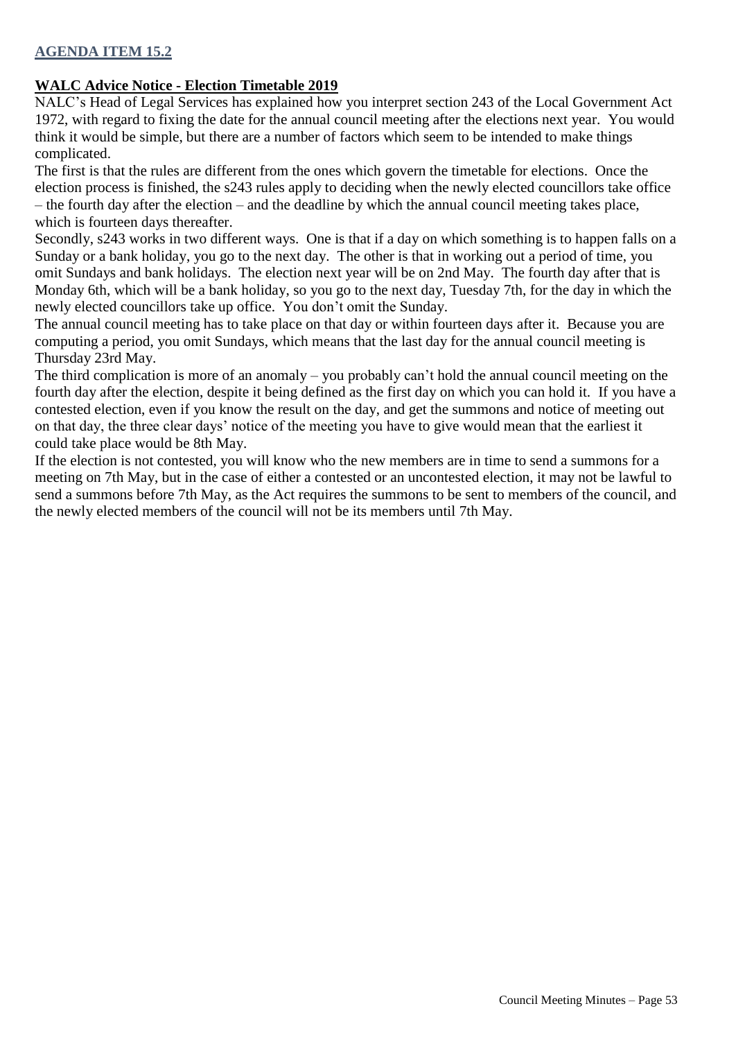**AGENDA ITEM 15.2**

**WALC Advice Notice - Election Timetable 2019**

NALC's Head of Legal Services has explained how you interpret section 243 of the Local Government Act 1972, with regard to fixing the date for the annual council meeting after the elections next year. You would think it would be simple, but there are a number of factors which seem to be intended to make things complicated.

The first is that the rules are different from the ones which govern the timetable for elections. Once the election process is finished, the s243 rules apply to deciding when the newly elected councillors take office – the fourth day after the election – and the deadline by which the annual council meeting takes place, which is fourteen days thereafter.

Secondly, s243 works in two different ways. One is that if a day on which something is to happen falls on a Sunday or a bank holiday, you go to the next day. The other is that in working out a period of time, you omit Sundays and bank holidays. The election next year will be on 2nd May. The fourth day after that is Monday 6th, which will be a bank holiday, so you go to the next day, Tuesday 7th, for the day in which the newly elected councillors take up office. You don't omit the Sunday.

The annual council meeting has to take place on that day or within fourteen days after it. Because you are computing a period, you omit Sundays, which means that the last day for the annual council meeting is Thursday 23rd May.

The third complication is more of an anomaly – you probably can't hold the annual council meeting on the fourth day after the election, despite it being defined as the first day on which you can hold it. If you have a contested election, even if you know the result on the day, and get the summons and notice of meeting out on that day, the three clear days' notice of the meeting you have to give would mean that the earliest it could take place would be 8th May.

If the election is not contested, you will know who the new members are in time to send a summons for a meeting on 7th May, but in the case of either a contested or an uncontested election, it may not be lawful to send a summons before 7th May, as the Act requires the summons to be sent to members of the council, and the newly elected members of the council will not be its members until 7th May.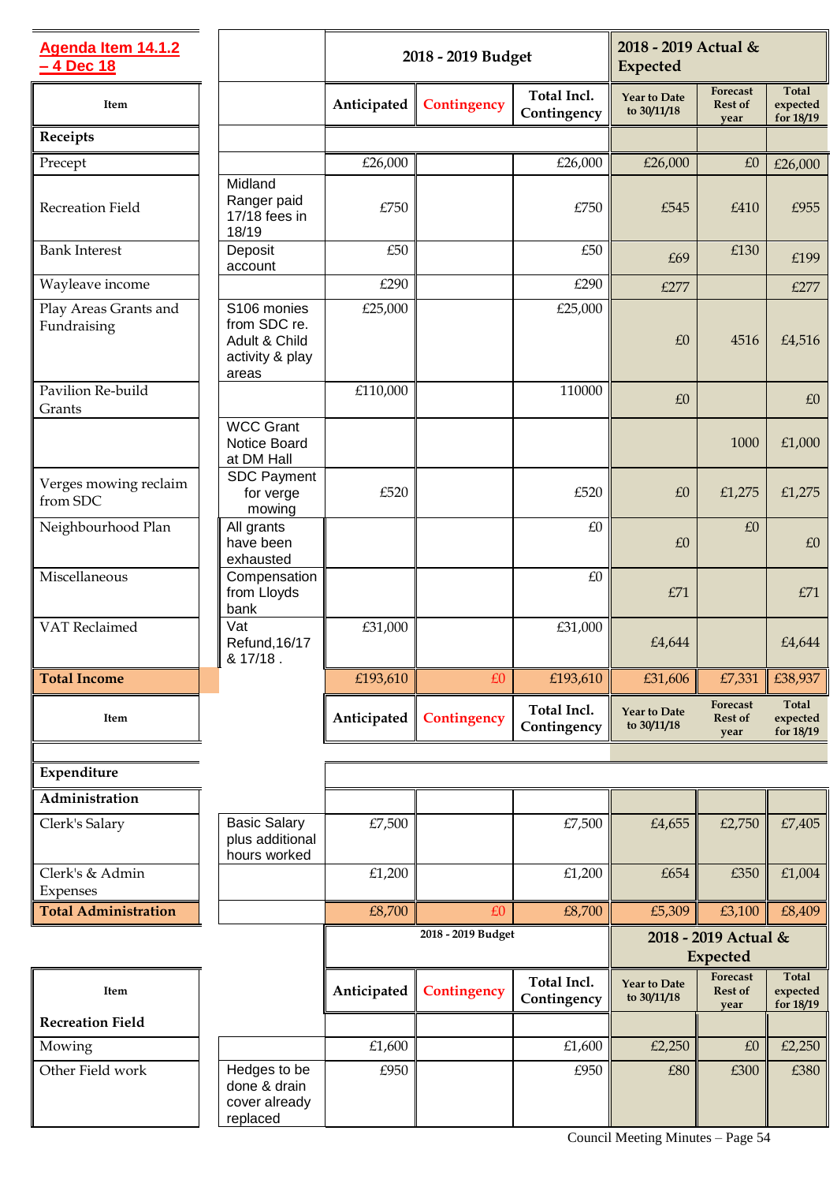**Agenda Item 14.1.2 – 4 Dec 18**

| Item | | 2018 - 2019 Budget | | | 2018 - 2019 Actual & Expected | | |
|---|---|---|---|---|---|---|---|
| | | Anticipated | Contingency | Total Incl. Contingency | Year to Date to 30/11/18 | Forecast Rest of year | Total expected for 18/19 |
| **Receipts** | | | | | | | |
| Precept | | £26,000 | | £26,000 | £26,000 | £0 | £26,000 |
| Recreation Field | Midland Ranger paid 17/18 fees in 18/19 | £750 | | £750 | £545 | £410 | £955 |
| Bank Interest | Deposit account | £50 | | £50 | £69 | £130 | £199 |
| Wayleave income | | £290 | | £290 | £277 | | £277 |
| Play Areas Grants and Fundraising | S106 monies from SDC re. Adult & Child activity & play areas | £25,000 | | £25,000 | £0 | 4516 | £4,516 |
| Pavilion Re-build Grants | | £110,000 | | 110000 | £0 | | £0 |
| | WCC Grant Notice Board at DM Hall | | | | | 1000 | £1,000 |
| Verges mowing reclaim from SDC | SDC Payment for verge mowing | £520 | | £520 | £0 | £1,275 | £1,275 |
| Neighbourhood Plan | All grants have been exhausted | | | £0 | £0 | £0 | £0 |
| Miscellaneous | Compensation from Lloyds bank | | | £0 | £71 | | £71 |
| VAT Reclaimed | Vat Refund,16/17 & 17/18 . | £31,000 | | £31,000 | £4,644 | | £4,644 |
| **Total Income** | | £193,610 | £0 | £193,610 | £31,606 | £7,331 | £38,937 |
| **Item** | | **Anticipated** | **Contingency** | **Total Incl. Contingency** | **Year to Date to 30/11/18** | **Forecast Rest of year** | **Total expected for 18/19** |
| **Expenditure** | | | | | | | |
| **Administration** | | | | | | | |
| Clerk's Salary | Basic Salary plus additional hours worked | £7,500 | | £7,500 | £4,655 | £2,750 | £7,405 |
| Clerk's & Admin Expenses | | £1,200 | | £1,200 | £654 | £350 | £1,004 |
| **Total Administration** | | £8,700 | £0 | £8,700 | £5,309 | £3,100 | £8,409 |

| Item | | 2018 - 2019 Budget | | | 2018 - 2019 Actual & Expected | | |
|---|---|---|---|---|---|---|---|
| | | Anticipated | Contingency | Total Incl. Contingency | Year to Date to 30/11/18 | Forecast Rest of year | Total expected for 18/19 |
| **Recreation Field** | | | | | | | |
| Mowing | | £1,600 | | £1,600 | £2,250 | £0 | £2,250 |
| Other Field work | Hedges to be done & drain cover already replaced | £950 | | £950 | £80 | £300 | £380 |

Council Meeting Minutes – Page 54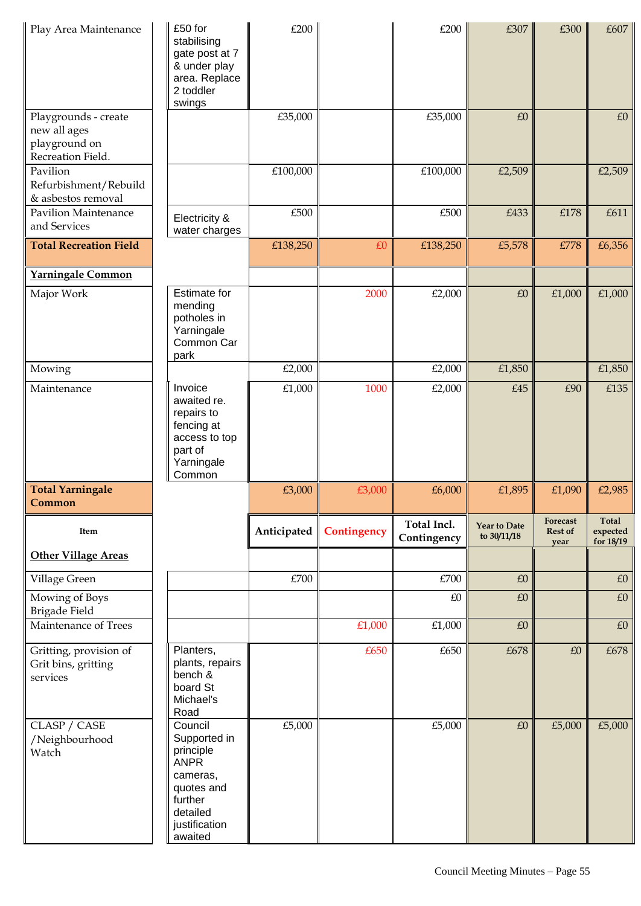| Item | Notes | Anticipated | Contingency | Total Incl. Contingency | Year to Date to 30/11/18 | Forecast Rest of year | Total expected for 18/19 |
|---|---|---|---|---|---|---|---|
| Play Area Maintenance | £50 for stabilising gate post at 7 & under play area. Replace 2 toddler swings | £200 | | £200 | £307 | £300 | £607 |
| Playgrounds - create new all ages playground on Recreation Field. | | £35,000 | | £35,000 | £0 | | £0 |
| Pavilion Refurbishment/Rebuild & asbestos removal | | £100,000 | | £100,000 | £2,509 | | £2,509 |
| Pavilion Maintenance and Services | Electricity & water charges | £500 | | £500 | £433 | £178 | £611 |
| **Total Recreation Field** | | £138,250 | £0 | £138,250 | £5,578 | £778 | £6,356 |
| **Yarningale Common** | | | | | | | |
| Major Work | Estimate for mending potholes in Yarningale Common Car park | | 2000 | £2,000 | £0 | £1,000 | £1,000 |
| Mowing | | £2,000 | | £2,000 | £1,850 | | £1,850 |
| Maintenance | Invoice awaited re. repairs to fencing at access to top part of Yarningale Common | £1,000 | 1000 | £2,000 | £45 | £90 | £135 |
| **Total Yarningale Common** | | £3,000 | £3,000 | £6,000 | £1,895 | £1,090 | £2,985 |
| **Item** | | **Anticipated** | **Contingency** | **Total Incl. Contingency** | **Year to Date to 30/11/18** | **Forecast Rest of year** | **Total expected for 18/19** |
| **Other Village Areas** | | | | | | | |
| Village Green | | £700 | | £700 | £0 | | £0 |
| Mowing of Boys Brigade Field | | | | £0 | £0 | | £0 |
| Maintenance of Trees | | | £1,000 | £1,000 | £0 | | £0 |
| Gritting, provision of Grit bins, gritting services | Planters, plants, repairs bench & board St Michael's Road | | £650 | £650 | £678 | £0 | £678 |
| CLASP / CASE /Neighbourhood Watch | Council Supported in principle ANPR cameras, quotes and further detailed justification awaited | £5,000 | | £5,000 | £0 | £5,000 | £5,000 |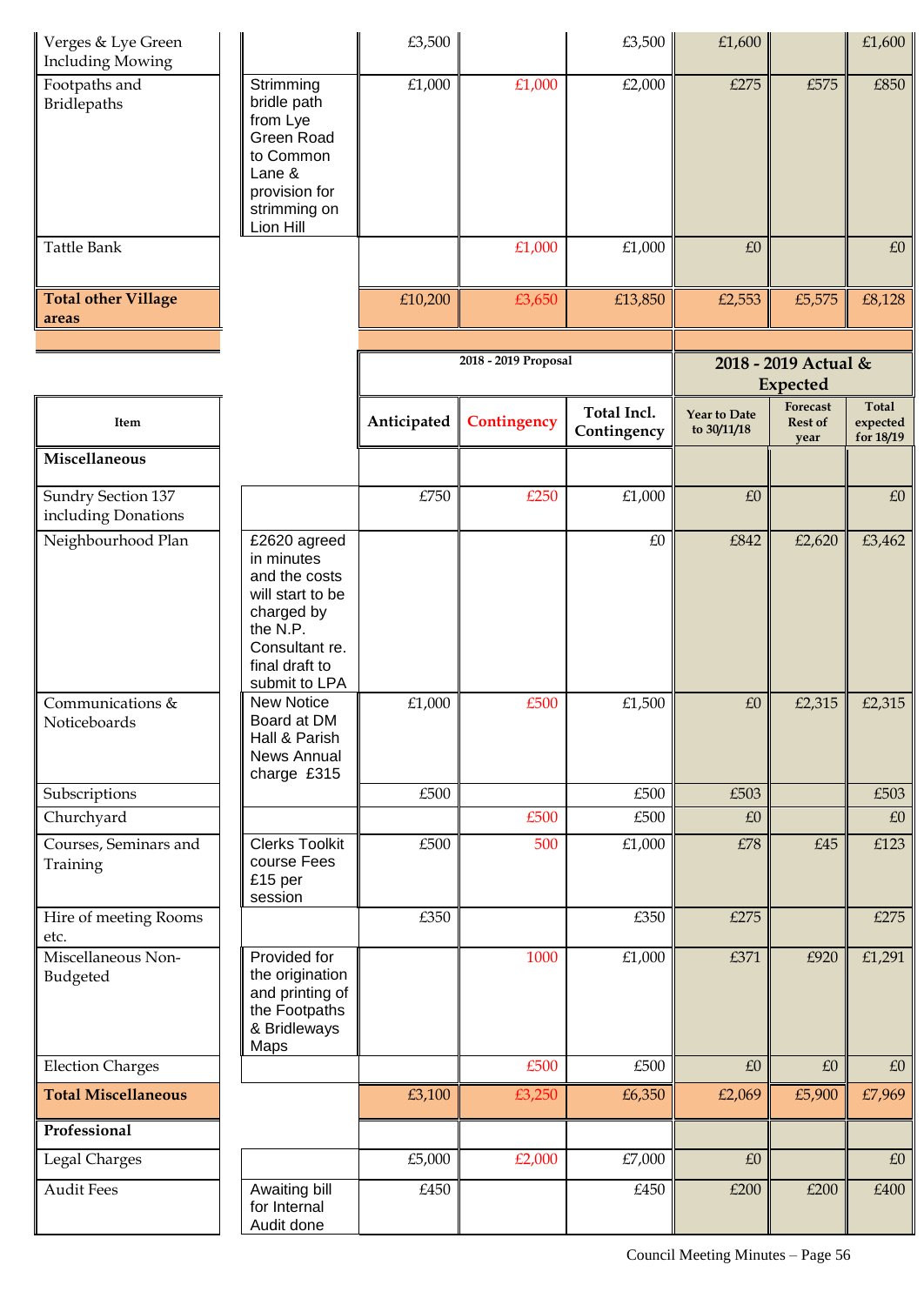| Item | | 2018 - 2019 Proposal | | | 2018 - 2019 Actual & Expected | | |
|---|---|---|---|---|---|---|---|
| Verges & Lye Green Including Mowing | | £3,500 | | £3,500 | £1,600 | | £1,600 |
| Footpaths and Bridlepaths | Strimming bridle path from Lye Green Road to Common Lane & provision for strimming on Lion Hill | £1,000 | £1,000 | £2,000 | £275 | £575 | £850 |
| Tattle Bank | | | £1,000 | £1,000 | £0 | | £0 |
| **Total other Village areas** | | £10,200 | £3,650 | £13,850 | £2,553 | £5,575 | £8,128 |

| Item | | 2018 - 2019 Proposal | | | 2018 - 2019 Actual & Expected | | |
|---|---|---|---|---|---|---|---|
| | | Anticipated | Contingency | Total Incl. Contingency | Year to Date to 30/11/18 | Forecast Rest of year | Total expected for 18/19 |
| **Miscellaneous** | | | | | | | |
| Sundry Section 137 including Donations | | £750 | £250 | £1,000 | £0 | | £0 |
| Neighbourhood Plan | £2620 agreed in minutes and the costs will start to be charged by the N.P. Consultant re. final draft to submit to LPA | | | £0 | £842 | £2,620 | £3,462 |
| Communications & Noticeboards | New Notice Board at DM Hall & Parish News Annual charge £315 | £1,000 | £500 | £1,500 | £0 | £2,315 | £2,315 |
| Subscriptions | | £500 | | £500 | £503 | | £503 |
| Churchyard | | | £500 | £500 | £0 | | £0 |
| Courses, Seminars and Training | Clerks Toolkit course Fees £15 per session | £500 | 500 | £1,000 | £78 | £45 | £123 |
| Hire of meeting Rooms etc. | | £350 | | £350 | £275 | | £275 |
| Miscellaneous Non-Budgeted | Provided for the origination and printing of the Footpaths & Bridleways Maps | | 1000 | £1,000 | £371 | £920 | £1,291 |
| Election Charges | | | £500 | £500 | £0 | £0 | £0 |
| **Total Miscellaneous** | | £3,100 | £3,250 | £6,350 | £2,069 | £5,900 | £7,969 |
| **Professional** | | | | | | | |
| Legal Charges | | £5,000 | £2,000 | £7,000 | £0 | | £0 |
| Audit Fees | Awaiting bill for Internal Audit done | £450 | | £450 | £200 | £200 | £400 |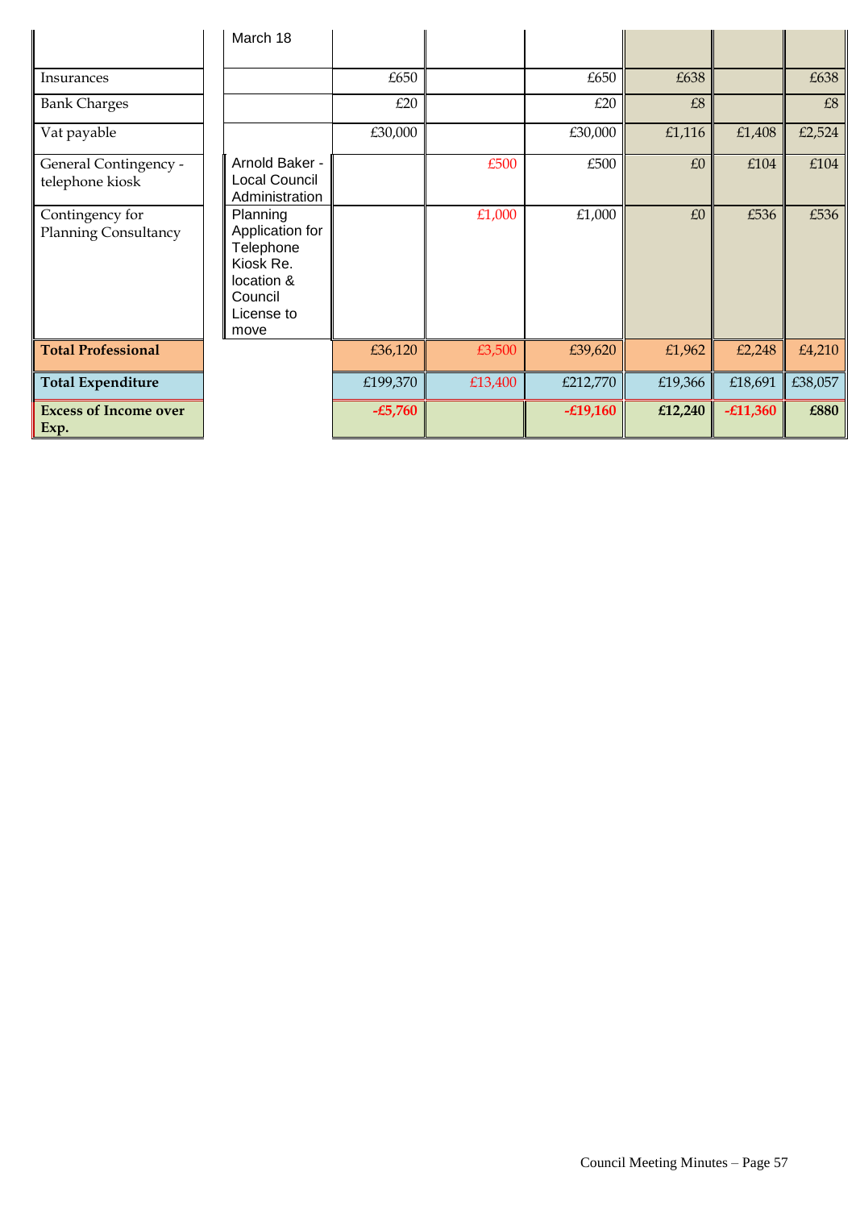| | | | | | | | |
|---|---|---|---|---|---|---|---|
| | March 18 | | | | | | |
| Insurances | | £650 | | £650 | £638 | | £638 |
| Bank Charges | | £20 | | £20 | £8 | | £8 |
| Vat payable | | £30,000 | | £30,000 | £1,116 | £1,408 | £2,524 |
| General Contingency - telephone kiosk | Arnold Baker - Local Council Administration | | £500 | £500 | £0 | £104 | £104 |
| Contingency for Planning Consultancy | Planning Application for Telephone Kiosk Re. location & Council License to move | | £1,000 | £1,000 | £0 | £536 | £536 |
| **Total Professional** | | £36,120 | £3,500 | £39,620 | £1,962 | £2,248 | £4,210 |
| **Total Expenditure** | | £199,370 | £13,400 | £212,770 | £19,366 | £18,691 | £38,057 |
| **Excess of Income over Exp.** | | **-£5,760** | | **-£19,160** | **£12,240** | **-£11,360** | **£880** |